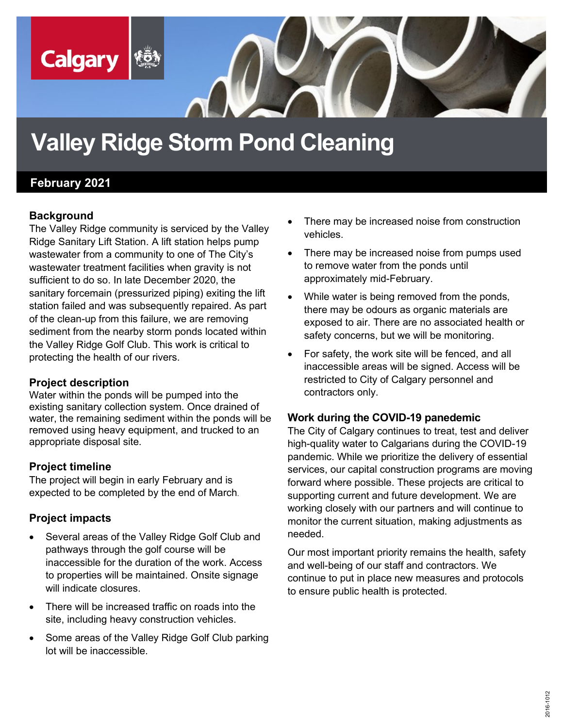Calgary

# Valley Ridge Storm Pond Cleaning

**February 2021**

## Background

The Valley Ridge community is serviced by the Valley Ridge Sanitary Lift Station. A lift station helps pump wastewater from a community to one of The City's wastewater treatment facilities when gravity is not sufficient to do so. In late December 2020, the sanitary forcemain (pressurized piping) exiting the lift station failed and was subsequently repaired. As part of the clean-up from this failure, we are removing sediment from the nearby storm ponds located within the Valley Ridge Golf Club. This work is critical to protecting the health of our rivers.

## Project description

Water within the ponds will be pumped into the existing sanitary collection system. Once drained of water, the remaining sediment within the ponds will be removed using heavy equipment, and trucked to an appropriate disposal site.

## Project timeline

The project will begin in early February and is expected to be completed by the end of March.

## Project impacts

- Several areas of the Valley Ridge Golf Club and pathways through the golf course will be inaccessible for the duration of the work. Access to properties will be maintained. Onsite signage will indicate closures.
- There will be increased traffic on roads into the site, including heavy construction vehicles.
- Some areas of the Valley Ridge Golf Club parking lot will be inaccessible.
- There may be increased noise from construction vehicles.
- There may be increased noise from pumps used to remove water from the ponds until approximately mid-February.
- While water is being removed from the ponds, there may be odours as organic materials are exposed to air. There are no associated health or safety concerns, but we will be monitoring.
- For safety, the work site will be fenced, and all inaccessible areas will be signed. Access will be restricted to City of Calgary personnel and contractors only.

## Work during the COVID-19 panedemic

The City of Calgary continues to treat, test and deliver high-quality water to Calgarians during the COVID-19 pandemic. While we prioritize the delivery of essential services, our capital construction programs are moving forward where possible. These projects are critical to supporting current and future development. We are working closely with our partners and will continue to monitor the current situation, making adjustments as needed.

Our most important priority remains the health, safety and well-being of our staff and contractors. We continue to put in place new measures and protocols to ensure public health is protected.

2016-1012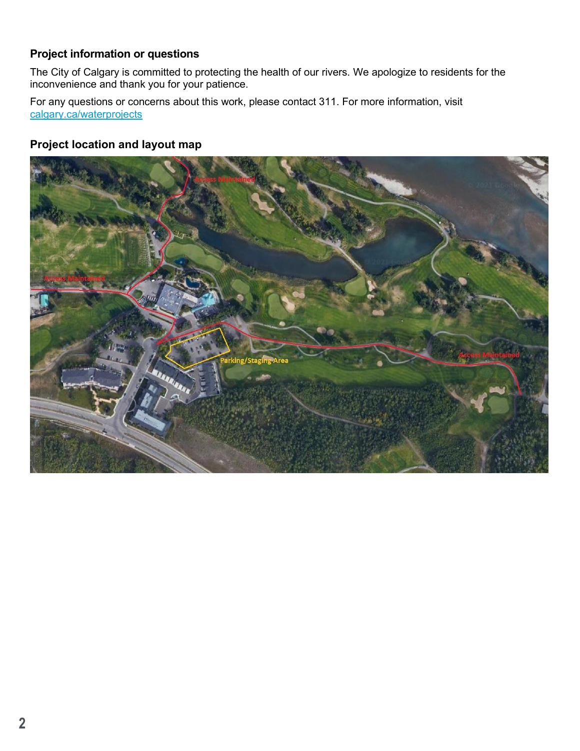### Project information or questions

The City of Calgary is committed to protecting the health of our rivers. We apologize to residents for the inconvenience and thank you for your patience.

For any questions or concerns about this work, please contact 311. For more information, visit [calgary.ca/waterprojects](calgary.ca/waterprojects)

### Project location and layout map

Access Maintained

Access Maintained

Parking/Staging Area

Access Maintained